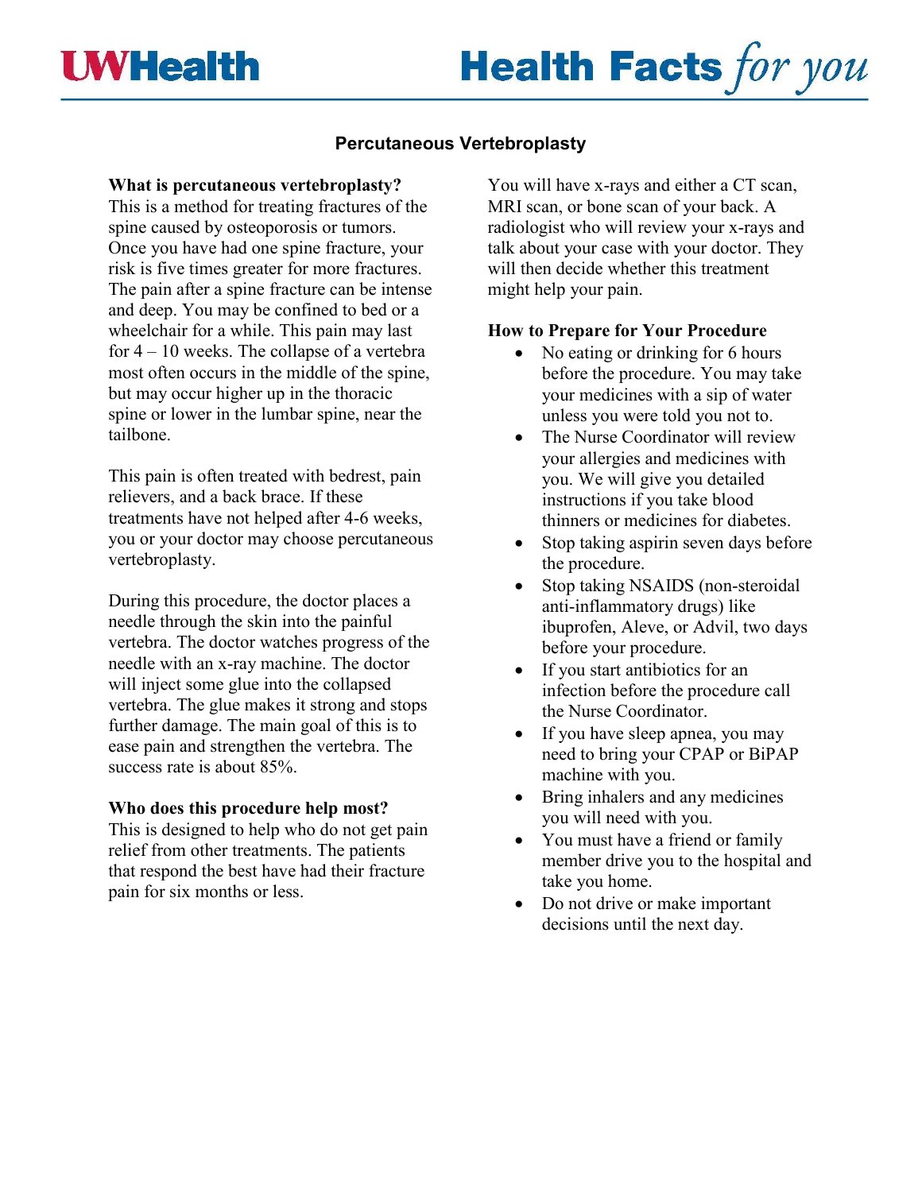# Percutaneous Vertebroplasty

**What is percutaneous vertebroplasty?**

This is a method for treating fractures of the spine caused by osteoporosis or tumors. Once you have had one spine fracture, your risk is five times greater for more fractures. The pain after a spine fracture can be intense and deep. You may be confined to bed or a wheelchair for a while. This pain may last for 4 – 10 weeks. The collapse of a vertebra most often occurs in the middle of the spine, but may occur higher up in the thoracic spine or lower in the lumbar spine, near the tailbone.

This pain is often treated with bedrest, pain relievers, and a back brace. If these treatments have not helped after 4-6 weeks, you or your doctor may choose percutaneous vertebroplasty.

During this procedure, the doctor places a needle through the skin into the painful vertebra. The doctor watches progress of the needle with an x-ray machine. The doctor will inject some glue into the collapsed vertebra. The glue makes it strong and stops further damage. The main goal of this is to ease pain and strengthen the vertebra. The success rate is about 85%.

**Who does this procedure help most?**

This is designed to help who do not get pain relief from other treatments. The patients that respond the best have had their fracture pain for six months or less.

You will have x-rays and either a CT scan, MRI scan, or bone scan of your back. A radiologist who will review your x-rays and talk about your case with your doctor. They will then decide whether this treatment might help your pain.

**How to Prepare for Your Procedure**

- No eating or drinking for 6 hours before the procedure. You may take your medicines with a sip of water unless you were told you not to.
- The Nurse Coordinator will review your allergies and medicines with you. We will give you detailed instructions if you take blood thinners or medicines for diabetes.
- Stop taking aspirin seven days before the procedure.
- Stop taking NSAIDS (non-steroidal anti-inflammatory drugs) like ibuprofen, Aleve, or Advil, two days before your procedure.
- If you start antibiotics for an infection before the procedure call the Nurse Coordinator.
- If you have sleep apnea, you may need to bring your CPAP or BiPAP machine with you.
- Bring inhalers and any medicines you will need with you.
- You must have a friend or family member drive you to the hospital and take you home.
- Do not drive or make important decisions until the next day.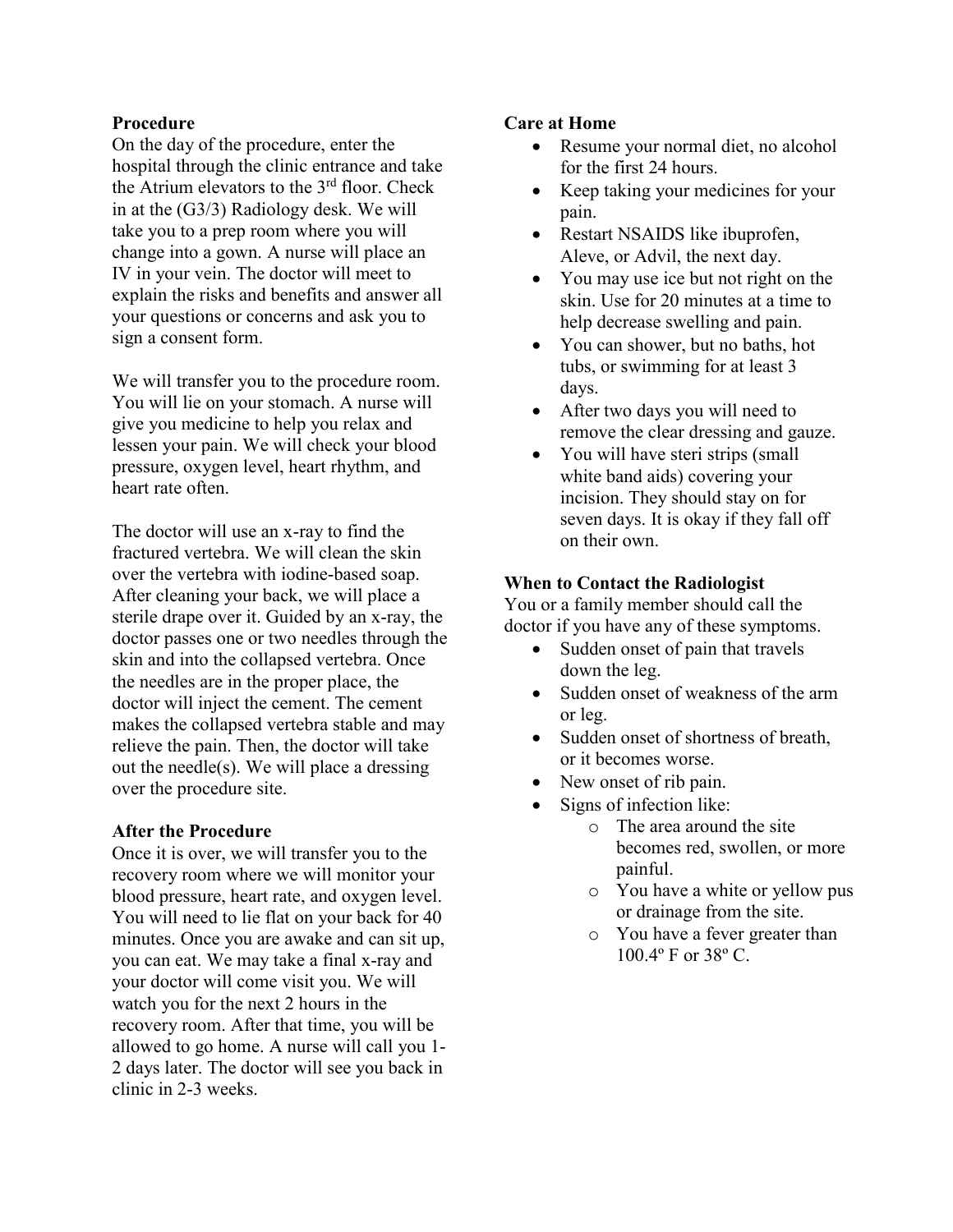**Procedure**

On the day of the procedure, enter the hospital through the clinic entrance and take the Atrium elevators to the 3rd floor. Check in at the (G3/3) Radiology desk. We will take you to a prep room where you will change into a gown. A nurse will place an IV in your vein. The doctor will meet to explain the risks and benefits and answer all your questions or concerns and ask you to sign a consent form.

We will transfer you to the procedure room. You will lie on your stomach. A nurse will give you medicine to help you relax and lessen your pain. We will check your blood pressure, oxygen level, heart rhythm, and heart rate often.

The doctor will use an x-ray to find the fractured vertebra. We will clean the skin over the vertebra with iodine-based soap. After cleaning your back, we will place a sterile drape over it. Guided by an x-ray, the doctor passes one or two needles through the skin and into the collapsed vertebra. Once the needles are in the proper place, the doctor will inject the cement. The cement makes the collapsed vertebra stable and may relieve the pain. Then, the doctor will take out the needle(s). We will place a dressing over the procedure site.

**After the Procedure**

Once it is over, we will transfer you to the recovery room where we will monitor your blood pressure, heart rate, and oxygen level. You will need to lie flat on your back for 40 minutes. Once you are awake and can sit up, you can eat. We may take a final x-ray and your doctor will come visit you. We will watch you for the next 2 hours in the recovery room. After that time, you will be allowed to go home. A nurse will call you 1-2 days later. The doctor will see you back in clinic in 2-3 weeks.

**Care at Home**

- Resume your normal diet, no alcohol for the first 24 hours.
- Keep taking your medicines for your pain.
- Restart NSAIDS like ibuprofen, Aleve, or Advil, the next day.
- You may use ice but not right on the skin. Use for 20 minutes at a time to help decrease swelling and pain.
- You can shower, but no baths, hot tubs, or swimming for at least 3 days.
- After two days you will need to remove the clear dressing and gauze.
- You will have steri strips (small white band aids) covering your incision. They should stay on for seven days. It is okay if they fall off on their own.

**When to Contact the Radiologist**

You or a family member should call the doctor if you have any of these symptoms.

- Sudden onset of pain that travels down the leg.
- Sudden onset of weakness of the arm or leg.
- Sudden onset of shortness of breath, or it becomes worse.
- New onset of rib pain.
- Signs of infection like:
  - The area around the site becomes red, swollen, or more painful.
  - You have a white or yellow pus or drainage from the site.
  - You have a fever greater than 100.4º F or 38º C.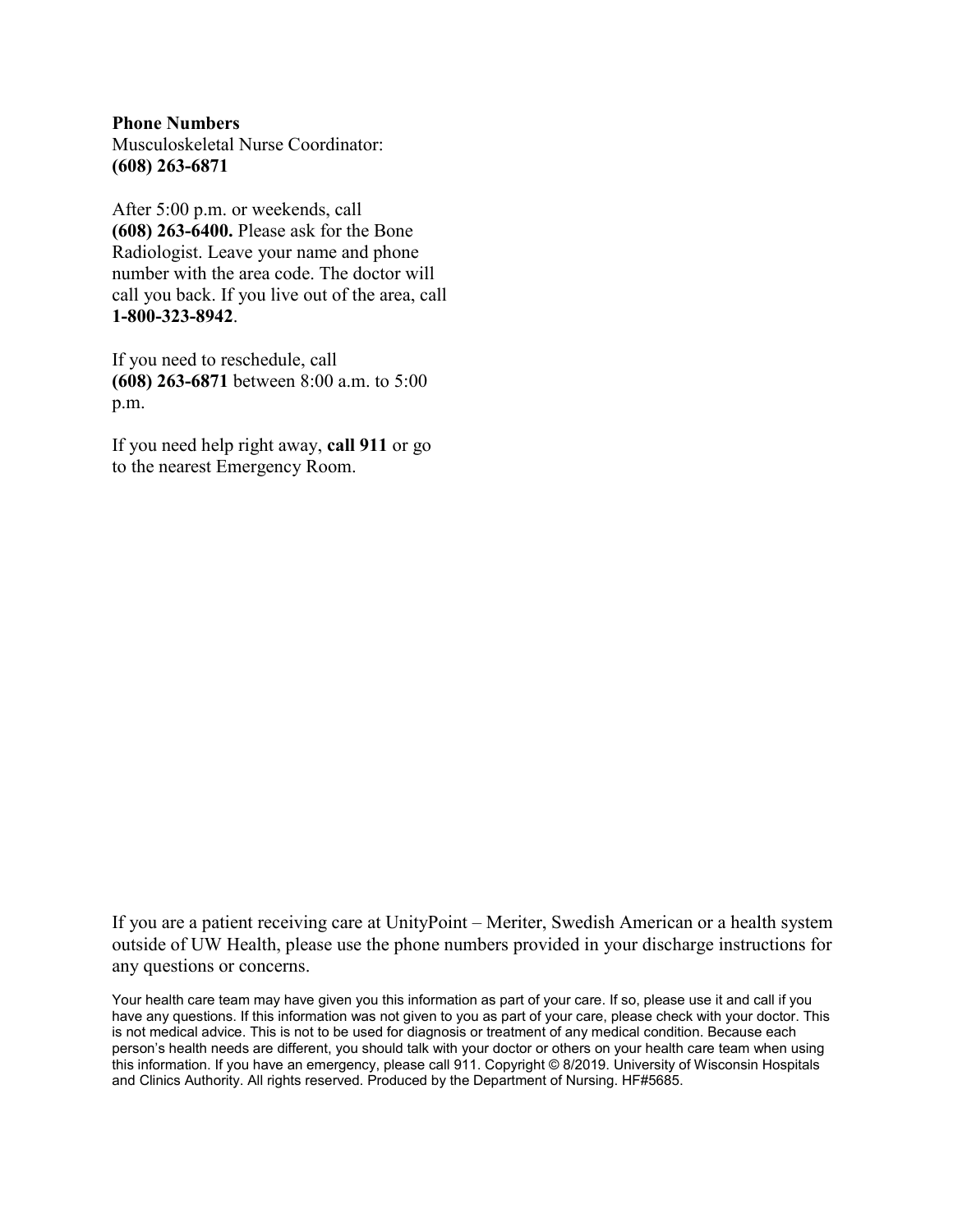**Phone Numbers**
Musculoskeletal Nurse Coordinator:
**(608) 263-6871**

After 5:00 p.m. or weekends, call **(608) 263-6400.** Please ask for the Bone Radiologist. Leave your name and phone number with the area code. The doctor will call you back. If you live out of the area, call **1-800-323-8942**.

If you need to reschedule, call **(608) 263-6871** between 8:00 a.m. to 5:00 p.m.

If you need help right away, **call 911** or go to the nearest Emergency Room.

If you are a patient receiving care at UnityPoint – Meriter, Swedish American or a health system outside of UW Health, please use the phone numbers provided in your discharge instructions for any questions or concerns.

Your health care team may have given you this information as part of your care. If so, please use it and call if you have any questions. If this information was not given to you as part of your care, please check with your doctor. This is not medical advice. This is not to be used for diagnosis or treatment of any medical condition. Because each person's health needs are different, you should talk with your doctor or others on your health care team when using this information. If you have an emergency, please call 911. Copyright © 8/2019. University of Wisconsin Hospitals and Clinics Authority. All rights reserved. Produced by the Department of Nursing. HF#5685.